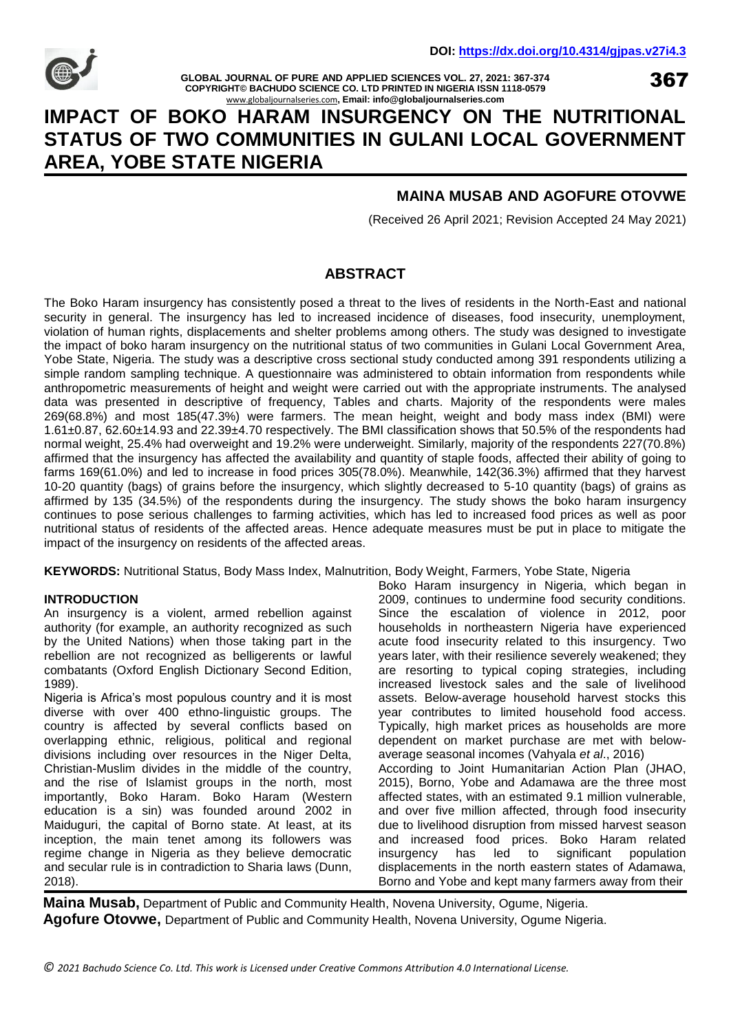DOI: https://dx.doi.org/10.4314/gjpas.v27i4.3

# IMPACT OF BOKO HARAM INSURGENCY ON THE NUTRITIONAL STATUS OF TWO COMMUNITIES IN GULANI LOCAL GOVERNMENT AREA, YOBE STATE NIGERIA

**MAINA MUSAB AND AGOFURE OTOVWE**

(Received 26 April 2021; Revision Accepted 24 May 2021)

## ABSTRACT

The Boko Haram insurgency has consistently posed a threat to the lives of residents in the North-East and national security in general. The insurgency has led to increased incidence of diseases, food insecurity, unemployment, violation of human rights, displacements and shelter problems among others. The study was designed to investigate the impact of boko haram insurgency on the nutritional status of two communities in Gulani Local Government Area, Yobe State, Nigeria. The study was a descriptive cross sectional study conducted among 391 respondents utilizing a simple random sampling technique. A questionnaire was administered to obtain information from respondents while anthropometric measurements of height and weight were carried out with the appropriate instruments. The analysed data was presented in descriptive of frequency, Tables and charts. Majority of the respondents were males 269(68.8%) and most 185(47.3%) were farmers. The mean height, weight and body mass index (BMI) were 1.61±0.87, 62.60±14.93 and 22.39±4.70 respectively. The BMI classification shows that 50.5% of the respondents had normal weight, 25.4% had overweight and 19.2% were underweight. Similarly, majority of the respondents 227(70.8%) affirmed that the insurgency has affected the availability and quantity of staple foods, affected their ability of going to farms 169(61.0%) and led to increase in food prices 305(78.0%). Meanwhile, 142(36.3%) affirmed that they harvest 10-20 quantity (bags) of grains before the insurgency, which slightly decreased to 5-10 quantity (bags) of grains as affirmed by 135 (34.5%) of the respondents during the insurgency. The study shows the boko haram insurgency continues to pose serious challenges to farming activities, which has led to increased food prices as well as poor nutritional status of residents of the affected areas. Hence adequate measures must be put in place to mitigate the impact of the insurgency on residents of the affected areas.

**KEYWORDS:** Nutritional Status, Body Mass Index, Malnutrition, Body Weight, Farmers, Yobe State, Nigeria

## INTRODUCTION

An insurgency is a violent, armed rebellion against authority (for example, an authority recognized as such by the United Nations) when those taking part in the rebellion are not recognized as belligerents or lawful combatants (Oxford English Dictionary Second Edition, 1989).

Nigeria is Africa's most populous country and it is most diverse with over 400 ethno-linguistic groups. The country is affected by several conflicts based on overlapping ethnic, religious, political and regional divisions including over resources in the Niger Delta, Christian-Muslim divides in the middle of the country, and the rise of Islamist groups in the north, most importantly, Boko Haram. Boko Haram (Western education is a sin) was founded around 2002 in Maiduguri, the capital of Borno state. At least, at its inception, the main tenet among its followers was regime change in Nigeria as they believe democratic and secular rule is in contradiction to Sharia laws (Dunn, 2018).

Boko Haram insurgency in Nigeria, which began in 2009, continues to undermine food security conditions. Since the escalation of violence in 2012, poor households in northeastern Nigeria have experienced acute food insecurity related to this insurgency. Two years later, with their resilience severely weakened; they are resorting to typical coping strategies, including increased livestock sales and the sale of livelihood assets. Below-average household harvest stocks this year contributes to limited household food access. Typically, high market prices as households are more dependent on market purchase are met with below-average seasonal incomes (Vahyala *et al*., 2016)

According to Joint Humanitarian Action Plan (JHAO, 2015), Borno, Yobe and Adamawa are the three most affected states, with an estimated 9.1 million vulnerable, and over five million affected, through food insecurity due to livelihood disruption from missed harvest season and increased food prices. Boko Haram related insurgency has led to significant population displacements in the north eastern states of Adamawa, Borno and Yobe and kept many farmers away from their

**Maina Musab,** Department of Public and Community Health, Novena University, Ogume, Nigeria.
**Agofure Otovwe,** Department of Public and Community Health, Novena University, Ogume Nigeria.

*© 2021 Bachudo Science Co. Ltd. This work is Licensed under Creative Commons Attribution 4.0 International License.*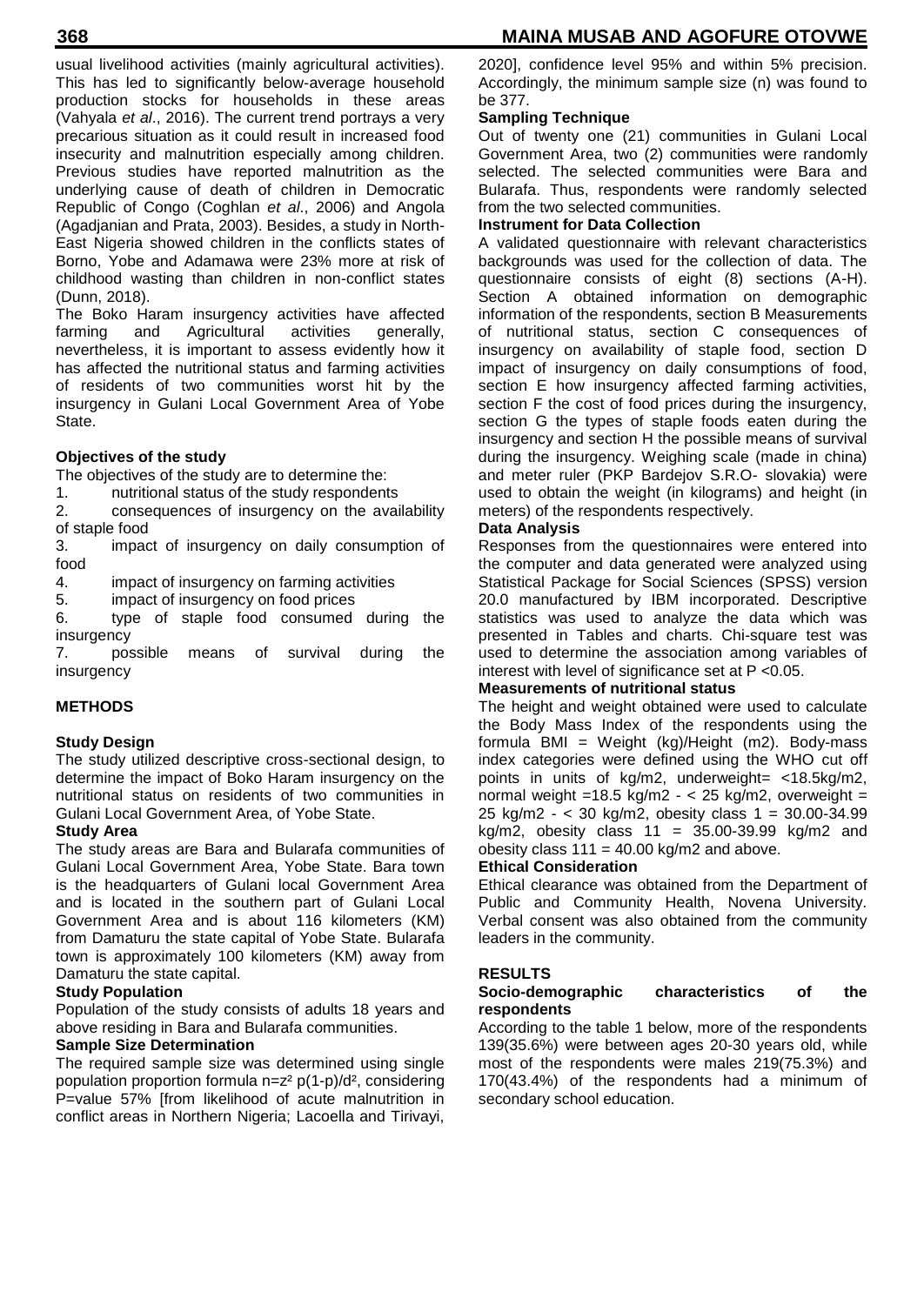usual livelihood activities (mainly agricultural activities). This has led to significantly below-average household production stocks for households in these areas (Vahyala *et al*., 2016). The current trend portrays a very precarious situation as it could result in increased food insecurity and malnutrition especially among children. Previous studies have reported malnutrition as the underlying cause of death of children in Democratic Republic of Congo (Coghlan *et al*., 2006) and Angola (Agadjanian and Prata, 2003). Besides, a study in North-East Nigeria showed children in the conflicts states of Borno, Yobe and Adamawa were 23% more at risk of childhood wasting than children in non-conflict states (Dunn, 2018).

The Boko Haram insurgency activities have affected farming and Agricultural activities generally, nevertheless, it is important to assess evidently how it has affected the nutritional status and farming activities of residents of two communities worst hit by the insurgency in Gulani Local Government Area of Yobe State.

**Objectives of the study**

The objectives of the study are to determine the:

1. nutritional status of the study respondents
2. consequences of insurgency on the availability of staple food
3. impact of insurgency on daily consumption of food
4. impact of insurgency on farming activities
5. impact of insurgency on food prices
6. type of staple food consumed during the insurgency
7. possible means of survival during the insurgency

## METHODS

**Study Design**

The study utilized descriptive cross-sectional design, to determine the impact of Boko Haram insurgency on the nutritional status on residents of two communities in Gulani Local Government Area, of Yobe State.

**Study Area**

The study areas are Bara and Bularafa communities of Gulani Local Government Area, Yobe State. Bara town is the headquarters of Gulani local Government Area and is located in the southern part of Gulani Local Government Area and is about 116 kilometers (KM) from Damaturu the state capital of Yobe State. Bularafa town is approximately 100 kilometers (KM) away from Damaturu the state capital.

**Study Population**

Population of the study consists of adults 18 years and above residing in Bara and Bularafa communities.

**Sample Size Determination**

The required sample size was determined using single population proportion formula $n=z^2 p(1-p)/d^2$, considering P=value 57% [from likelihood of acute malnutrition in conflict areas in Northern Nigeria; Lacoella and Tirivayi, 2020], confidence level 95% and within 5% precision. Accordingly, the minimum sample size (n) was found to be 377.

**Sampling Technique**

Out of twenty one (21) communities in Gulani Local Government Area, two (2) communities were randomly selected. The selected communities were Bara and Bularafa. Thus, respondents were randomly selected from the two selected communities.

**Instrument for Data Collection**

A validated questionnaire with relevant characteristics backgrounds was used for the collection of data. The questionnaire consists of eight (8) sections (A-H). Section A obtained information on demographic information of the respondents, section B Measurements of nutritional status, section C consequences of insurgency on availability of staple food, section D impact of insurgency on daily consumptions of food, section E how insurgency affected farming activities, section F the cost of food prices during the insurgency, section G the types of staple foods eaten during the insurgency and section H the possible means of survival during the insurgency. Weighing scale (made in china) and meter ruler (PKP Bardejov S.R.O- slovakia) were used to obtain the weight (in kilograms) and height (in meters) of the respondents respectively.

**Data Analysis**

Responses from the questionnaires were entered into the computer and data generated were analyzed using Statistical Package for Social Sciences (SPSS) version 20.0 manufactured by IBM incorporated. Descriptive statistics was used to analyze the data which was presented in Tables and charts. Chi-square test was used to determine the association among variables of interest with level of significance set at $P < 0.05$.

**Measurements of nutritional status**

The height and weight obtained were used to calculate the Body Mass Index of the respondents using the formula BMI = Weight (kg)/Height (m2). Body-mass index categories were defined using the WHO cut off points in units of kg/m2, underweight= <18.5kg/m2, normal weight =18.5 kg/m2 - < 25 kg/m2, overweight = 25 kg/m2 - < 30 kg/m2, obesity class 1 = 30.00-34.99 kg/m2, obesity class 11 = 35.00-39.99 kg/m2 and obesity class 111 = 40.00 kg/m2 and above.

**Ethical Consideration**

Ethical clearance was obtained from the Department of Public and Community Health, Novena University. Verbal consent was also obtained from the community leaders in the community.

## RESULTS

**Socio-demographic characteristics of the respondents**

According to the table 1 below, more of the respondents 139(35.6%) were between ages 20-30 years old, while most of the respondents were males 219(75.3%) and 170(43.4%) of the respondents had a minimum of secondary school education.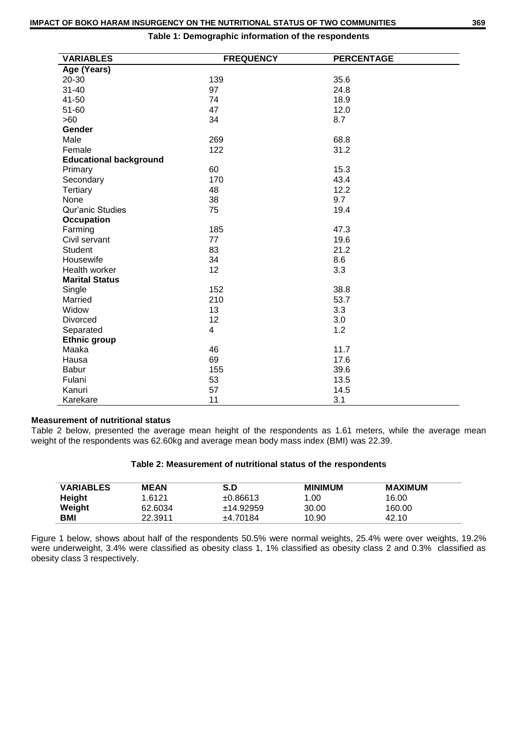**Table 1: Demographic information of the respondents**

| VARIABLES | FREQUENCY | PERCENTAGE |
|---|---|---|
| **Age (Years)** | | |
| 20-30 | 139 | 35.6 |
| 31-40 | 97 | 24.8 |
| 41-50 | 74 | 18.9 |
| 51-60 | 47 | 12.0 |
| >60 | 34 | 8.7 |
| **Gender** | | |
| Male | 269 | 68.8 |
| Female | 122 | 31.2 |
| **Educational background** | | |
| Primary | 60 | 15.3 |
| Secondary | 170 | 43.4 |
| Tertiary | 48 | 12.2 |
| None | 38 | 9.7 |
| Qur'anic Studies | 75 | 19.4 |
| **Occupation** | | |
| Farming | 185 | 47.3 |
| Civil servant | 77 | 19.6 |
| Student | 83 | 21.2 |
| Housewife | 34 | 8.6 |
| Health worker | 12 | 3.3 |
| **Marital Status** | | |
| Single | 152 | 38.8 |
| Married | 210 | 53.7 |
| Widow | 13 | 3.3 |
| Divorced | 12 | 3.0 |
| Separated | 4 | 1.2 |
| **Ethnic group** | | |
| Maaka | 46 | 11.7 |
| Hausa | 69 | 17.6 |
| Babur | 155 | 39.6 |
| Fulani | 53 | 13.5 |
| Kanuri | 57 | 14.5 |
| Karekare | 11 | 3.1 |

**Measurement of nutritional status**

Table 2 below, presented the average mean height of the respondents as 1.61 meters, while the average mean weight of the respondents was 62.60kg and average mean body mass index (BMI) was 22.39.

**Table 2: Measurement of nutritional status of the respondents**

| VARIABLES | MEAN | S.D | MINIMUM | MAXIMUM |
|---|---|---|---|---|
| **Height** | 1.6121 | ±0.86613 | 1.00 | 16.00 |
| **Weight** | 62.6034 | ±14.92959 | 30.00 | 160.00 |
| **BMI** | 22.3911 | ±4.70184 | 10.90 | 42.10 |

Figure 1 below, shows about half of the respondents 50.5% were normal weights, 25.4% were over weights, 19.2% were underweight, 3.4% were classified as obesity class 1, 1% classified as obesity class 2 and 0.3% classified as obesity class 3 respectively.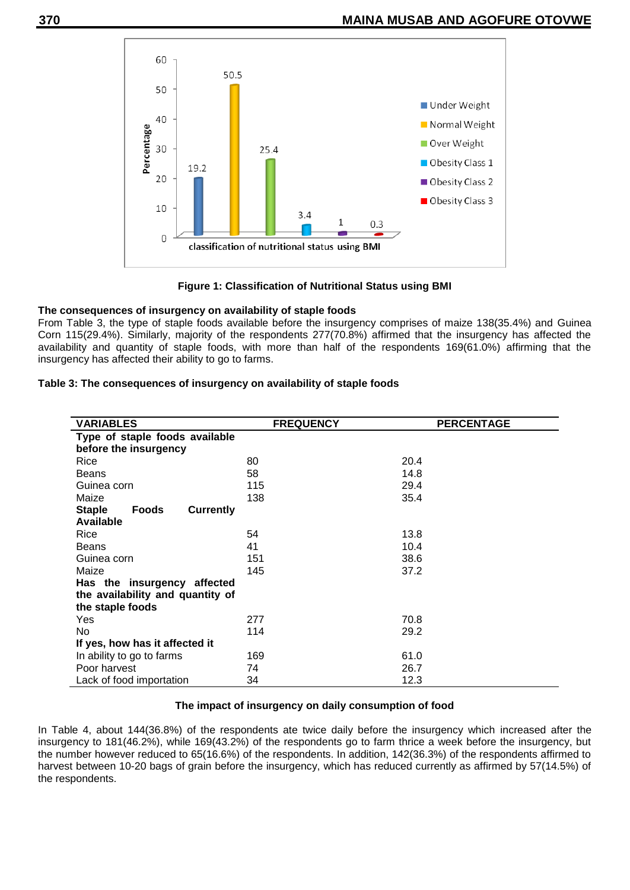Figure 1: Classification of Nutritional Status using BMI

**The consequences of insurgency on availability of staple foods**

From Table 3, the type of staple foods available before the insurgency comprises of maize 138(35.4%) and Guinea Corn 115(29.4%). Similarly, majority of the respondents 277(70.8%) affirmed that the insurgency has affected the availability and quantity of staple foods, with more than half of the respondents 169(61.0%) affirming that the insurgency has affected their ability to go to farms.

**Table 3: The consequences of insurgency on availability of staple foods**

| VARIABLES | FREQUENCY | PERCENTAGE |
|---|---|---|
| **Type of staple foods available before the insurgency** | | |
| Rice | 80 | 20.4 |
| Beans | 58 | 14.8 |
| Guinea corn | 115 | 29.4 |
| Maize | 138 | 35.4 |
| **Staple Foods Currently Available** | | |
| Rice | 54 | 13.8 |
| Beans | 41 | 10.4 |
| Guinea corn | 151 | 38.6 |
| Maize | 145 | 37.2 |
| **Has the insurgency affected the availability and quantity of the staple foods** | | |
| Yes | 277 | 70.8 |
| No | 114 | 29.2 |
| **If yes, how has it affected it** | | |
| In ability to go to farms | 169 | 61.0 |
| Poor harvest | 74 | 26.7 |
| Lack of food importation | 34 | 12.3 |

**The impact of insurgency on daily consumption of food**

In Table 4, about 144(36.8%) of the respondents ate twice daily before the insurgency which increased after the insurgency to 181(46.2%), while 169(43.2%) of the respondents go to farm thrice a week before the insurgency, but the number however reduced to 65(16.6%) of the respondents. In addition, 142(36.3%) of the respondents affirmed to harvest between 10-20 bags of grain before the insurgency, which has reduced currently as affirmed by 57(14.5%) of the respondents.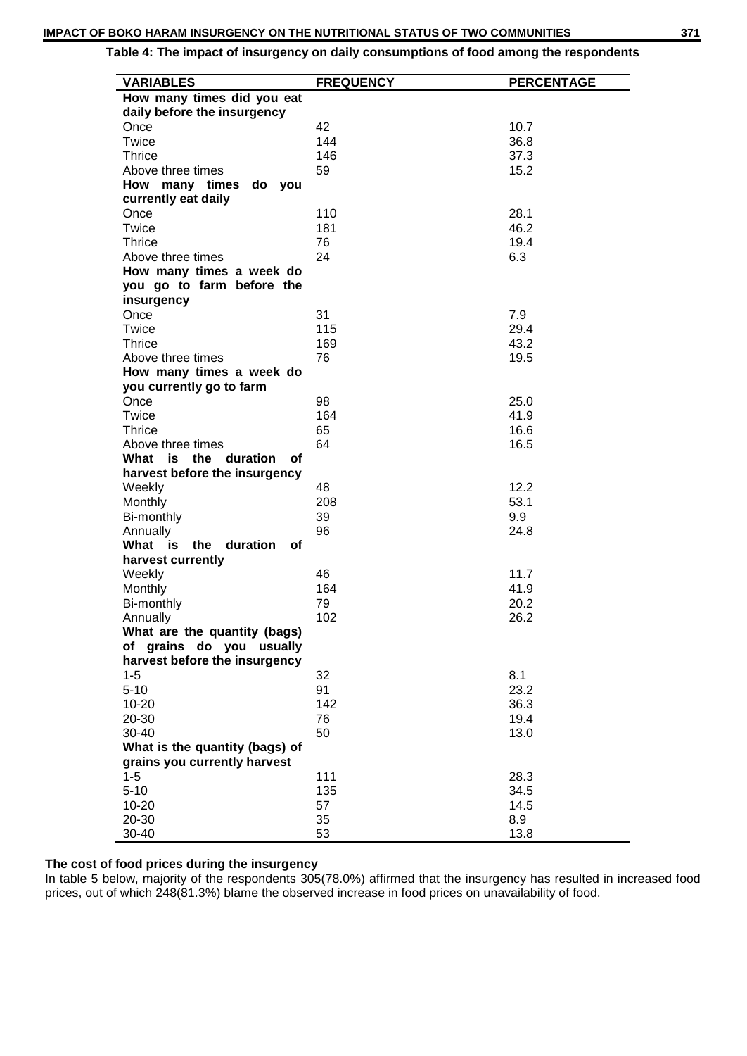**Table 4: The impact of insurgency on daily consumptions of food among the respondents**

| VARIABLES | FREQUENCY | PERCENTAGE |
|---|---|---|
| **How many times did you eat daily before the insurgency** | | |
| Once | 42 | 10.7 |
| Twice | 144 | 36.8 |
| Thrice | 146 | 37.3 |
| Above three times | 59 | 15.2 |
| **How many times do you currently eat daily** | | |
| Once | 110 | 28.1 |
| Twice | 181 | 46.2 |
| Thrice | 76 | 19.4 |
| Above three times | 24 | 6.3 |
| **How many times a week do you go to farm before the insurgency** | | |
| Once | 31 | 7.9 |
| Twice | 115 | 29.4 |
| Thrice | 169 | 43.2 |
| Above three times | 76 | 19.5 |
| **How many times a week do you currently go to farm** | | |
| Once | 98 | 25.0 |
| Twice | 164 | 41.9 |
| Thrice | 65 | 16.6 |
| Above three times | 64 | 16.5 |
| **What is the duration of harvest before the insurgency** | | |
| Weekly | 48 | 12.2 |
| Monthly | 208 | 53.1 |
| Bi-monthly | 39 | 9.9 |
| Annually | 96 | 24.8 |
| **What is the duration of harvest currently** | | |
| Weekly | 46 | 11.7 |
| Monthly | 164 | 41.9 |
| Bi-monthly | 79 | 20.2 |
| Annually | 102 | 26.2 |
| **What are the quantity (bags) of grains do you usually harvest before the insurgency** | | |
| 1-5 | 32 | 8.1 |
| 5-10 | 91 | 23.2 |
| 10-20 | 142 | 36.3 |
| 20-30 | 76 | 19.4 |
| 30-40 | 50 | 13.0 |
| **What is the quantity (bags) of grains you currently harvest** | | |
| 1-5 | 111 | 28.3 |
| 5-10 | 135 | 34.5 |
| 10-20 | 57 | 14.5 |
| 20-30 | 35 | 8.9 |
| 30-40 | 53 | 13.8 |

**The cost of food prices during the insurgency**

In table 5 below, majority of the respondents 305(78.0%) affirmed that the insurgency has resulted in increased food prices, out of which 248(81.3%) blame the observed increase in food prices on unavailability of food.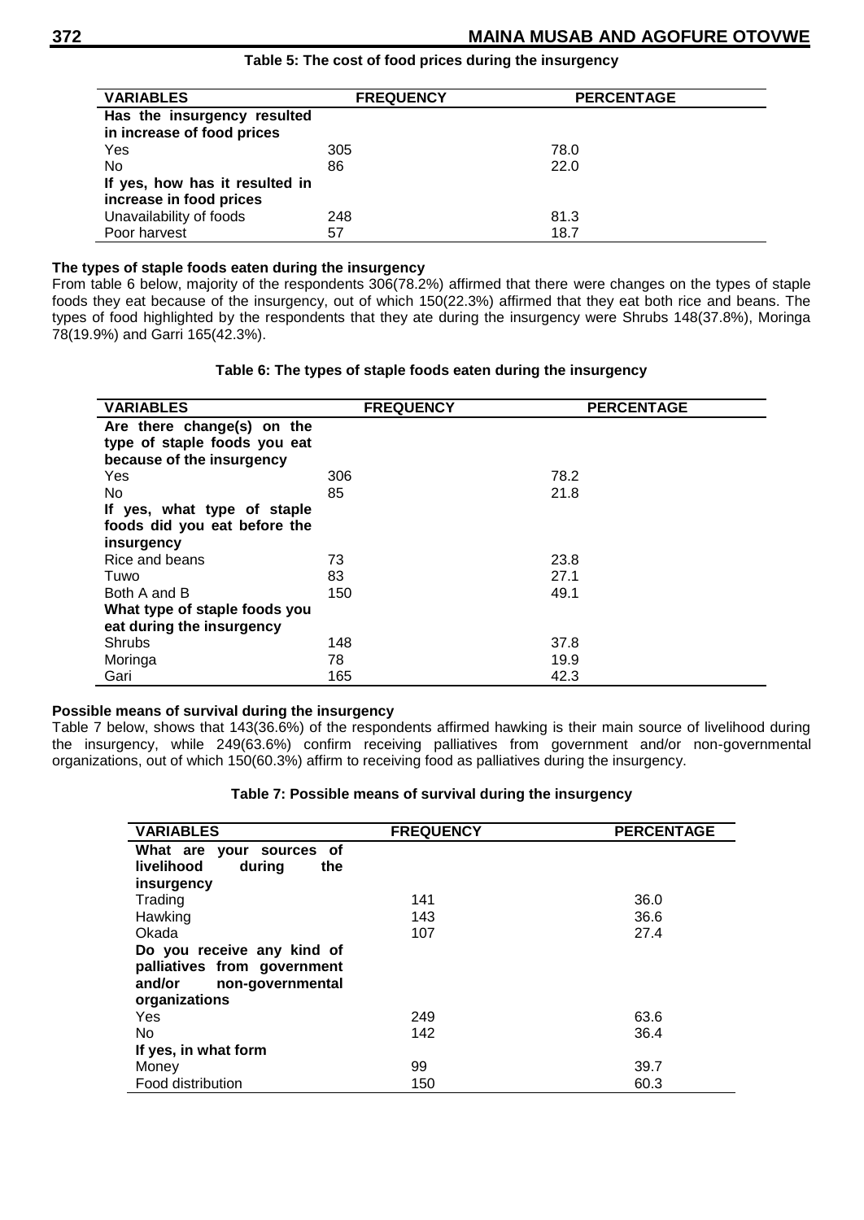**Table 5: The cost of food prices during the insurgency**

| VARIABLES | FREQUENCY | PERCENTAGE |
|---|---|---|
| **Has the insurgency resulted in increase of food prices** | | |
| Yes | 305 | 78.0 |
| No | 86 | 22.0 |
| **If yes, how has it resulted in increase in food prices** | | |
| Unavailability of foods | 248 | 81.3 |
| Poor harvest | 57 | 18.7 |

**The types of staple foods eaten during the insurgency**

From table 6 below, majority of the respondents 306(78.2%) affirmed that there were changes on the types of staple foods they eat because of the insurgency, out of which 150(22.3%) affirmed that they eat both rice and beans. The types of food highlighted by the respondents that they ate during the insurgency were Shrubs 148(37.8%), Moringa 78(19.9%) and Garri 165(42.3%).

**Table 6: The types of staple foods eaten during the insurgency**

| VARIABLES | FREQUENCY | PERCENTAGE |
|---|---|---|
| **Are there change(s) on the type of staple foods you eat because of the insurgency** | | |
| Yes | 306 | 78.2 |
| No | 85 | 21.8 |
| **If yes, what type of staple foods did you eat before the insurgency** | | |
| Rice and beans | 73 | 23.8 |
| Tuwo | 83 | 27.1 |
| Both A and B | 150 | 49.1 |
| **What type of staple foods you eat during the insurgency** | | |
| Shrubs | 148 | 37.8 |
| Moringa | 78 | 19.9 |
| Gari | 165 | 42.3 |

**Possible means of survival during the insurgency**

Table 7 below, shows that 143(36.6%) of the respondents affirmed hawking is their main source of livelihood during the insurgency, while 249(63.6%) confirm receiving palliatives from government and/or non-governmental organizations, out of which 150(60.3%) affirm to receiving food as palliatives during the insurgency.

**Table 7: Possible means of survival during the insurgency**

| VARIABLES | FREQUENCY | PERCENTAGE |
|---|---|---|
| **What are your sources of livelihood during the insurgency** | | |
| Trading | 141 | 36.0 |
| Hawking | 143 | 36.6 |
| Okada | 107 | 27.4 |
| **Do you receive any kind of palliatives from government and/or non-governmental organizations** | | |
| Yes | 249 | 63.6 |
| No | 142 | 36.4 |
| **If yes, in what form** | | |
| Money | 99 | 39.7 |
| Food distribution | 150 | 60.3 |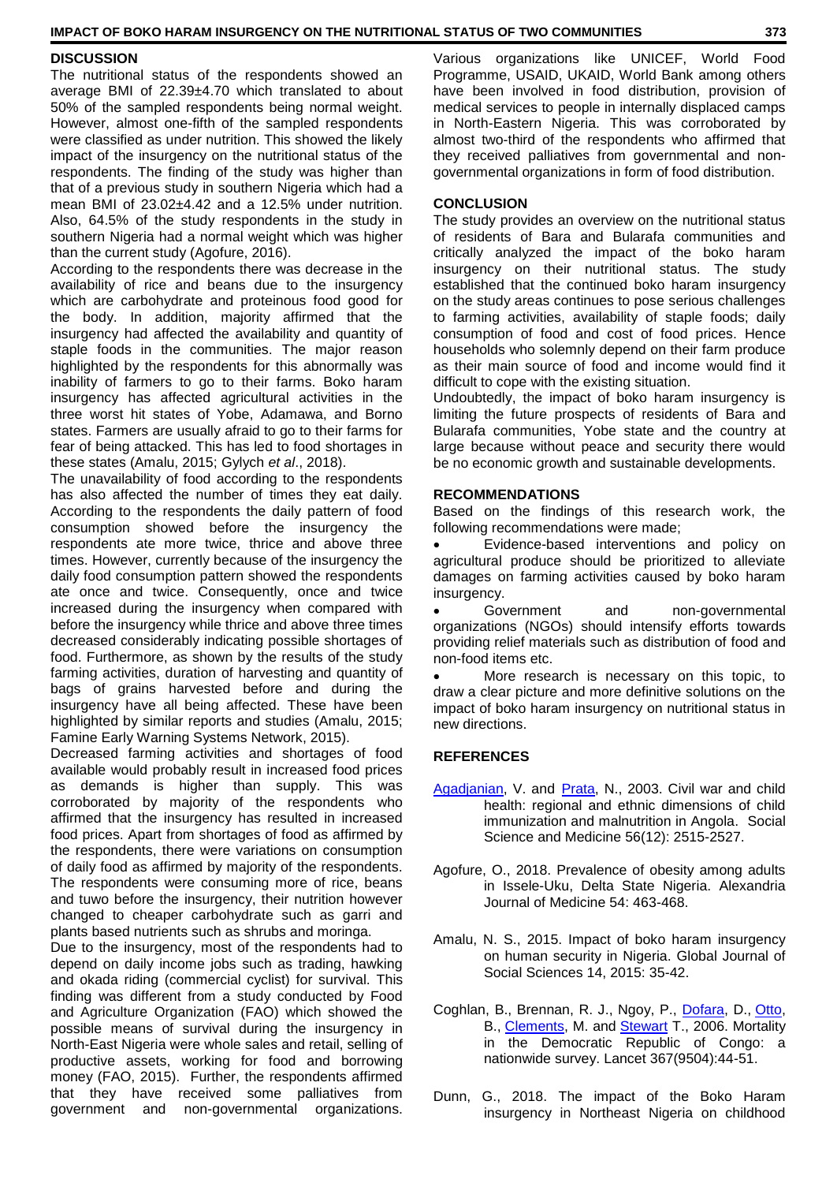## DISCUSSION

The nutritional status of the respondents showed an average BMI of 22.39±4.70 which translated to about 50% of the sampled respondents being normal weight. However, almost one-fifth of the sampled respondents were classified as under nutrition. This showed the likely impact of the insurgency on the nutritional status of the respondents. The finding of the study was higher than that of a previous study in southern Nigeria which had a mean BMI of 23.02±4.42 and a 12.5% under nutrition. Also, 64.5% of the study respondents in the study in southern Nigeria had a normal weight which was higher than the current study (Agofure, 2016).

According to the respondents there was decrease in the availability of rice and beans due to the insurgency which are carbohydrate and proteinous food good for the body. In addition, majority affirmed that the insurgency had affected the availability and quantity of staple foods in the communities. The major reason highlighted by the respondents for this abnormally was inability of farmers to go to their farms. Boko haram insurgency has affected agricultural activities in the three worst hit states of Yobe, Adamawa, and Borno states. Farmers are usually afraid to go to their farms for fear of being attacked. This has led to food shortages in these states (Amalu, 2015; Gylych *et al*., 2018).

The unavailability of food according to the respondents has also affected the number of times they eat daily. According to the respondents the daily pattern of food consumption showed before the insurgency the respondents ate more twice, thrice and above three times. However, currently because of the insurgency the daily food consumption pattern showed the respondents ate once and twice. Consequently, once and twice increased during the insurgency when compared with before the insurgency while thrice and above three times decreased considerably indicating possible shortages of food. Furthermore, as shown by the results of the study farming activities, duration of harvesting and quantity of bags of grains harvested before and during the insurgency have all being affected. These have been highlighted by similar reports and studies (Amalu, 2015; Famine Early Warning Systems Network, 2015).

Decreased farming activities and shortages of food available would probably result in increased food prices as demands is higher than supply. This was corroborated by majority of the respondents who affirmed that the insurgency has resulted in increased food prices. Apart from shortages of food as affirmed by the respondents, there were variations on consumption of daily food as affirmed by majority of the respondents. The respondents were consuming more of rice, beans and tuwo before the insurgency, their nutrition however changed to cheaper carbohydrate such as garri and plants based nutrients such as shrubs and moringa.

Due to the insurgency, most of the respondents had to depend on daily income jobs such as trading, hawking and okada riding (commercial cyclist) for survival. This finding was different from a study conducted by Food and Agriculture Organization (FAO) which showed the possible means of survival during the insurgency in North-East Nigeria were whole sales and retail, selling of productive assets, working for food and borrowing money (FAO, 2015). Further, the respondents affirmed that they have received some palliatives from government and non-governmental organizations. Various organizations like UNICEF, World Food Programme, USAID, UKAID, World Bank among others have been involved in food distribution, provision of medical services to people in internally displaced camps in North-Eastern Nigeria. This was corroborated by almost two-third of the respondents who affirmed that they received palliatives from governmental and non-governmental organizations in form of food distribution.

## CONCLUSION

The study provides an overview on the nutritional status of residents of Bara and Bularafa communities and critically analyzed the impact of the boko haram insurgency on their nutritional status. The study established that the continued boko haram insurgency on the study areas continues to pose serious challenges to farming activities, availability of staple foods; daily consumption of food and cost of food prices. Hence households who solemnly depend on their farm produce as their main source of food and income would find it difficult to cope with the existing situation.

Undoubtedly, the impact of boko haram insurgency is limiting the future prospects of residents of Bara and Bularafa communities, Yobe state and the country at large because without peace and security there would be no economic growth and sustainable developments.

## RECOMMENDATIONS

Based on the findings of this research work, the following recommendations were made;

- Evidence-based interventions and policy on agricultural produce should be prioritized to alleviate damages on farming activities caused by boko haram insurgency.
- Government and non-governmental organizations (NGOs) should intensify efforts towards providing relief materials such as distribution of food and non-food items etc.
- More research is necessary on this topic, to draw a clear picture and more definitive solutions on the impact of boko haram insurgency on nutritional status in new directions.

## REFERENCES

Agadjanian, V. and Prata, N., 2003. Civil war and child health: regional and ethnic dimensions of child immunization and malnutrition in Angola. Social Science and Medicine 56(12): 2515-2527.

Agofure, O., 2018. Prevalence of obesity among adults in Issele-Uku, Delta State Nigeria. Alexandria Journal of Medicine 54: 463-468.

Amalu, N. S., 2015. Impact of boko haram insurgency on human security in Nigeria. Global Journal of Social Sciences 14, 2015: 35-42.

Coghlan, B., Brennan, R. J., Ngoy, P., Dofara, D., Otto, B., Clements, M. and Stewart T., 2006. Mortality in the Democratic Republic of Congo: a nationwide survey. Lancet 367(9504):44-51.

Dunn, G., 2018. The impact of the Boko Haram insurgency in Northeast Nigeria on childhood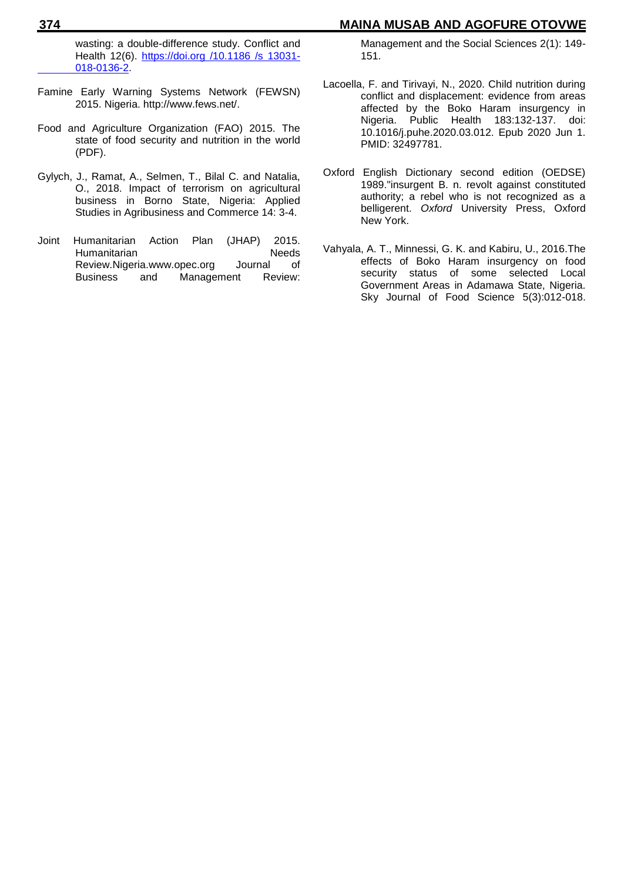wasting: a double-difference study. Conflict and Health 12(6). https://doi.org /10.1186 /s 13031-018-0136-2.

Famine Early Warning Systems Network (FEWSN) 2015. Nigeria. http://www.fews.net/.

Food and Agriculture Organization (FAO) 2015. The state of food security and nutrition in the world (PDF).

Gylych, J., Ramat, A., Selmen, T., Bilal C. and Natalia, O., 2018. Impact of terrorism on agricultural business in Borno State, Nigeria: Applied Studies in Agribusiness and Commerce 14: 3-4.

Joint Humanitarian Action Plan (JHAP) 2015. Humanitarian Needs Review.Nigeria.www.opec.org Journal of Business and Management Review: Management and the Social Sciences 2(1): 149-151.

Lacoella, F. and Tirivayi, N., 2020. Child nutrition during conflict and displacement: evidence from areas affected by the Boko Haram insurgency in Nigeria. Public Health 183:132-137. doi: 10.1016/j.puhe.2020.03.012. Epub 2020 Jun 1. PMID: 32497781.

Oxford English Dictionary second edition (OEDSE) 1989."insurgent B. n. revolt against constituted authority; a rebel who is not recognized as a belligerent. *Oxford* University Press, Oxford New York.

Vahyala, A. T., Minnessi, G. K. and Kabiru, U., 2016.The effects of Boko Haram insurgency on food security status of some selected Local Government Areas in Adamawa State, Nigeria. Sky Journal of Food Science 5(3):012-018.